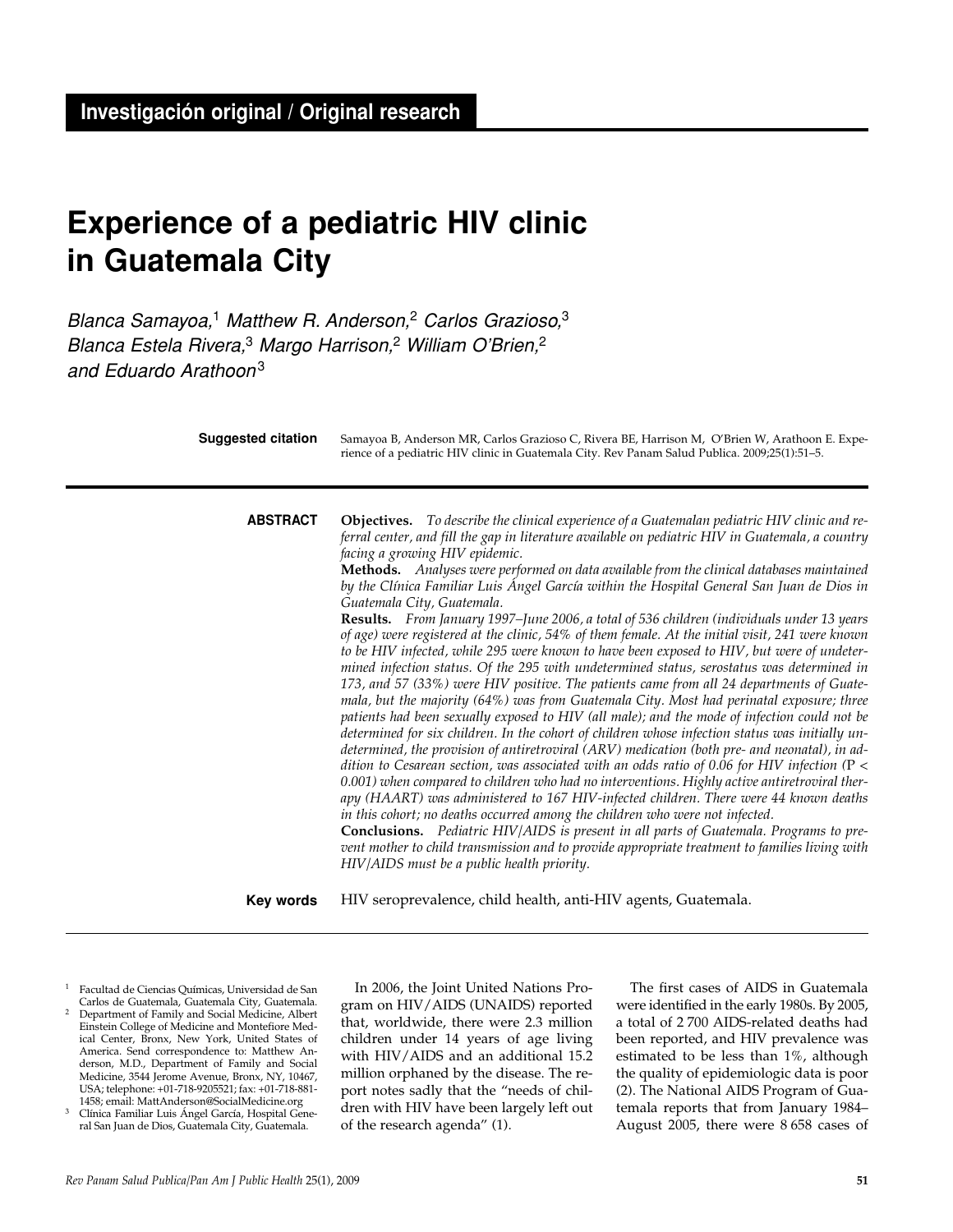**Investigación original / Original research**

# Experience of a pediatric HIV clinic in Guatemala City

*Blanca Samayoa,[1] Matthew R. Anderson,[2] Carlos Grazioso,[3] Blanca Estela Rivera,[3] Margo Harrison,[2] William O'Brien,[2] and Eduardo Arathoon[3]*

**Suggested citation** Samayoa B, Anderson MR, Carlos Grazioso C, Rivera BE, Harrison M, O'Brien W, Arathoon E. Experience of a pediatric HIV clinic in Guatemala City. Rev Panam Salud Publica. 2009;25(1):51–5.

**ABSTRACT**

**Objectives.** *To describe the clinical experience of a Guatemalan pediatric HIV clinic and referral center, and fill the gap in literature available on pediatric HIV in Guatemala, a country facing a growing HIV epidemic.*

**Methods.** *Analyses were performed on data available from the clinical databases maintained by the Clínica Familiar Luis Ángel García within the Hospital General San Juan de Dios in Guatemala City, Guatemala.*

**Results.** *From January 1997–June 2006, a total of 536 children (individuals under 13 years of age) were registered at the clinic, 54% of them female. At the initial visit, 241 were known to be HIV infected, while 295 were known to have been exposed to HIV, but were of undetermined infection status. Of the 295 with undetermined status, serostatus was determined in 173, and 57 (33%) were HIV positive. The patients came from all 24 departments of Guatemala, but the majority (64%) was from Guatemala City. Most had perinatal exposure; three patients had been sexually exposed to HIV (all male); and the mode of infection could not be determined for six children. In the cohort of children whose infection status was initially undetermined, the provision of antiretroviral (ARV) medication (both pre- and neonatal), in addition to Cesarean section, was associated with an odds ratio of 0.06 for HIV infection ($P < 0.001$) when compared to children who had no interventions. Highly active antiretroviral therapy (HAART) was administered to 167 HIV-infected children. There were 44 known deaths in this cohort; no deaths occurred among the children who were not infected.*

**Conclusions.** *Pediatric HIV/AIDS is present in all parts of Guatemala. Programs to prevent mother to child transmission and to provide appropriate treatment to families living with HIV/AIDS must be a public health priority.*

**Key words** HIV seroprevalence, child health, anti-HIV agents, Guatemala.

---

[1] Facultad de Ciencias Químicas, Universidad de San Carlos de Guatemala, Guatemala City, Guatemala.

[2] Department of Family and Social Medicine, Albert Einstein College of Medicine and Montefiore Medical Center, Bronx, New York, United States of America. Send correspondence to: Matthew Anderson, M.D., Department of Family and Social Medicine, 3544 Jerome Avenue, Bronx, NY, 10467, USA; telephone: +01-718-9205521; fax: +01-718-881-1458; email: MattAnderson@SocialMedicine.org

[3] Clínica Familiar Luis Ángel García, Hospital General San Juan de Dios, Guatemala City, Guatemala.

In 2006, the Joint United Nations Program on HIV/AIDS (UNAIDS) reported that, worldwide, there were 2.3 million children under 14 years of age living with HIV/AIDS and an additional 15.2 million orphaned by the disease. The report notes sadly that the "needs of children with HIV have been largely left out of the research agenda" (1).

The first cases of AIDS in Guatemala were identified in the early 1980s. By 2005, a total of 2 700 AIDS-related deaths had been reported, and HIV prevalence was estimated to be less than 1%, although the quality of epidemiologic data is poor (2). The National AIDS Program of Guatemala reports that from January 1984–August 2005, there were 8 658 cases of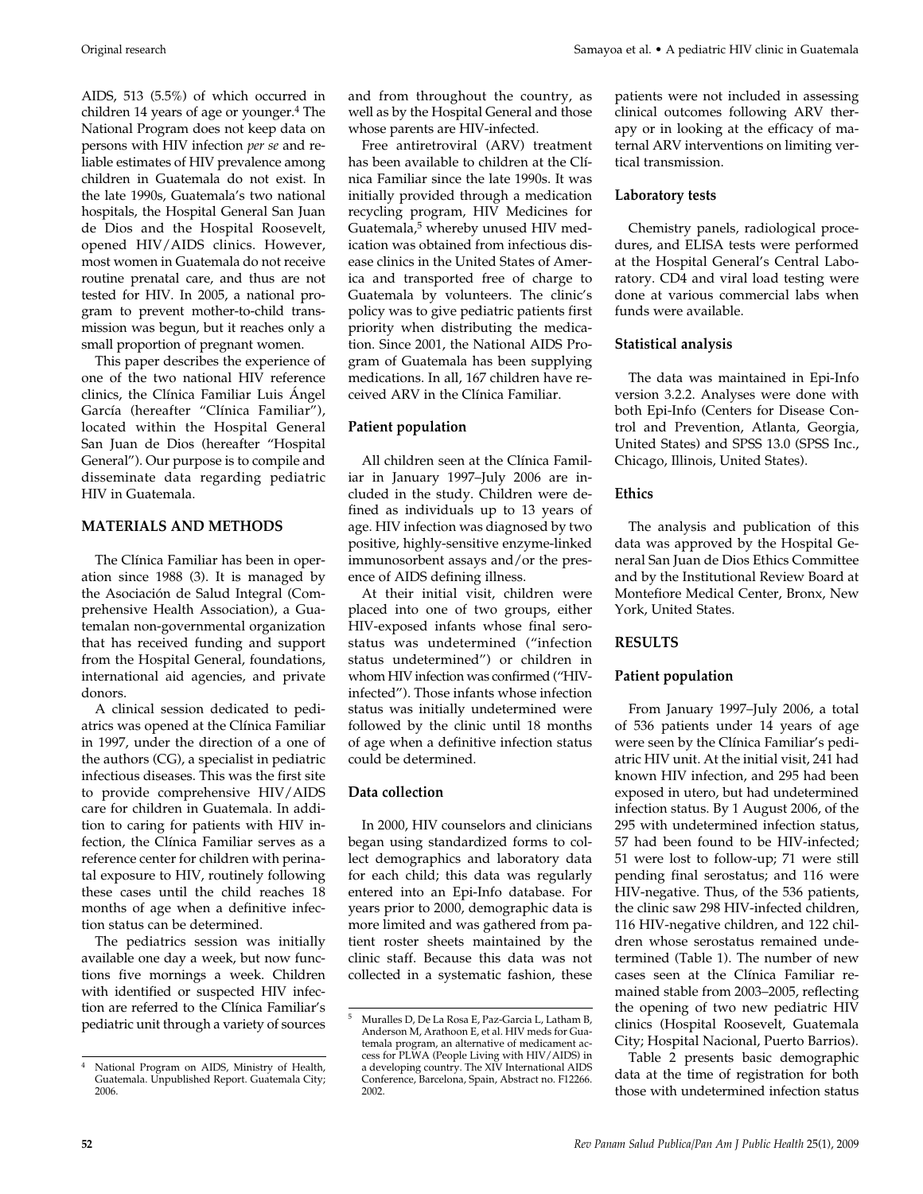AIDS, 513 (5.5%) of which occurred in children 14 years of age or younger.[4] The National Program does not keep data on persons with HIV infection *per se* and reliable estimates of HIV prevalence among children in Guatemala do not exist. In the late 1990s, Guatemala's two national hospitals, the Hospital General San Juan de Dios and the Hospital Roosevelt, opened HIV/AIDS clinics. However, most women in Guatemala do not receive routine prenatal care, and thus are not tested for HIV. In 2005, a national program to prevent mother-to-child transmission was begun, but it reaches only a small proportion of pregnant women.

This paper describes the experience of one of the two national HIV reference clinics, the Clínica Familiar Luis Ángel García (hereafter "Clínica Familiar"), located within the Hospital General San Juan de Dios (hereafter "Hospital General"). Our purpose is to compile and disseminate data regarding pediatric HIV in Guatemala.

## MATERIALS AND METHODS

The Clínica Familiar has been in operation since 1988 (3). It is managed by the Asociación de Salud Integral (Comprehensive Health Association), a Guatemalan non-governmental organization that has received funding and support from the Hospital General, foundations, international aid agencies, and private donors.

A clinical session dedicated to pediatrics was opened at the Clínica Familiar in 1997, under the direction of a one of the authors (CG), a specialist in pediatric infectious diseases. This was the first site to provide comprehensive HIV/AIDS care for children in Guatemala. In addition to caring for patients with HIV infection, the Clínica Familiar serves as a reference center for children with perinatal exposure to HIV, routinely following these cases until the child reaches 18 months of age when a definitive infection status can be determined.

The pediatrics session was initially available one day a week, but now functions five mornings a week. Children with identified or suspected HIV infection are referred to the Clínica Familiar's pediatric unit through a variety of sources and from throughout the country, as well as by the Hospital General and those whose parents are HIV-infected.

Free antiretroviral (ARV) treatment has been available to children at the Clínica Familiar since the late 1990s. It was initially provided through a medication recycling program, HIV Medicines for Guatemala,[5] whereby unused HIV medication was obtained from infectious disease clinics in the United States of America and transported free of charge to Guatemala by volunteers. The clinic's policy was to give pediatric patients first priority when distributing the medications. Since 2001, the National AIDS Program of Guatemala has been supplying medications. In all, 167 children have received ARV in the Clínica Familiar.

### Patient population

All children seen at the Clínica Familiar in January 1997–July 2006 are included in the study. Children were defined as individuals up to 13 years of age. HIV infection was diagnosed by two positive, highly-sensitive enzyme-linked immunosorbent assays and/or the presence of AIDS defining illness.

At their initial visit, children were placed into one of two groups, either HIV-exposed infants whose final serostatus was undetermined ("infection status undetermined") or children in whom HIV infection was confirmed ("HIV-infected"). Those infants whose infection status was initially undetermined were followed by the clinic until 18 months of age when a definitive infection status could be determined.

### Data collection

In 2000, HIV counselors and clinicians began using standardized forms to collect demographics and laboratory data for each child; this data was regularly entered into an Epi-Info database. For years prior to 2000, demographic data is more limited and was gathered from patient roster sheets maintained by the clinic staff. Because this data was not collected in a systematic fashion, these patients were not included in assessing clinical outcomes following ARV therapy or in looking at the efficacy of maternal ARV interventions on limiting vertical transmission.

### Laboratory tests

Chemistry panels, radiological procedures, and ELISA tests were performed at the Hospital General's Central Laboratory. CD4 and viral load testing were done at various commercial labs when funds were available.

### Statistical analysis

The data was maintained in Epi-Info version 3.2.2. Analyses were done with both Epi-Info (Centers for Disease Control and Prevention, Atlanta, Georgia, United States) and SPSS 13.0 (SPSS Inc., Chicago, Illinois, United States).

### Ethics

The analysis and publication of this data was approved by the Hospital General San Juan de Dios Ethics Committee and by the Institutional Review Board at Montefiore Medical Center, Bronx, New York, United States.

## RESULTS

### Patient population

From January 1997–July 2006, a total of 536 patients under 14 years of age were seen by the Clínica Familiar's pediatric HIV unit. At the initial visit, 241 had known HIV infection, and 295 had been exposed in utero, but had undetermined infection status. By 1 August 2006, of the 295 with undetermined infection status, 57 had been found to be HIV-infected; 51 were lost to follow-up; 71 were still pending final serostatus; and 116 were HIV-negative. Thus, of the 536 patients, the clinic saw 298 HIV-infected children, 116 HIV-negative children, and 122 children whose serostatus remained undetermined (Table 1). The number of new cases seen at the Clínica Familiar remained stable from 2003–2005, reflecting the opening of two new pediatric HIV clinics (Hospital Roosevelt, Guatemala City; Hospital Nacional, Puerto Barrios).

Table 2 presents basic demographic data at the time of registration for both those with undetermined infection status

---

[4] National Program on AIDS, Ministry of Health, Guatemala. Unpublished Report. Guatemala City; 2006.

[5] Muralles D, De La Rosa E, Paz-Garcia L, Latham B, Anderson M, Arathoon E, et al. HIV meds for Guatemala program, an alternative of medicament access for PLWA (People Living with HIV/AIDS) in a developing country. The XIV International AIDS Conference, Barcelona, Spain, Abstract no. F12266. 2002.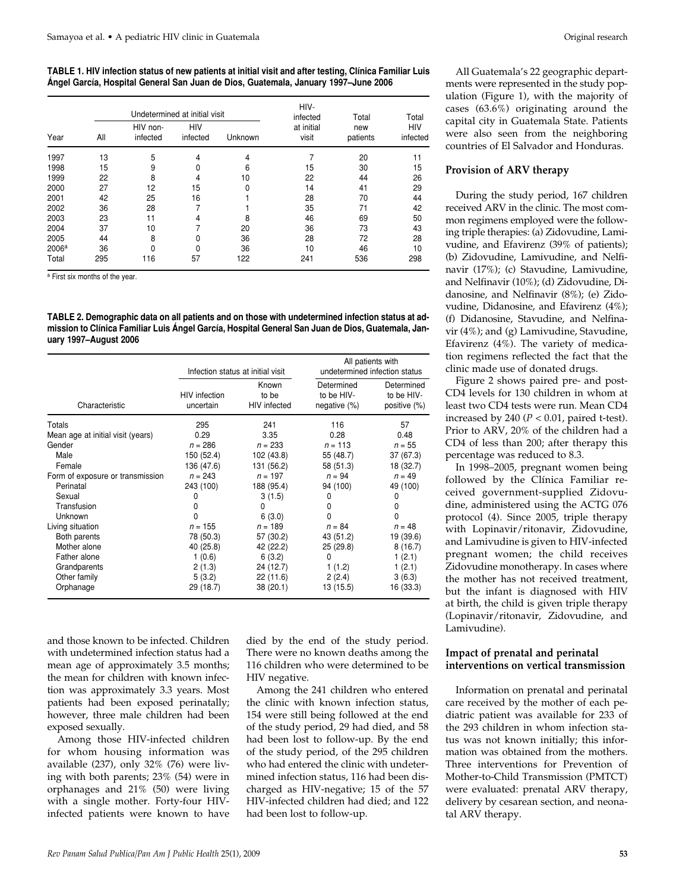**TABLE 1. HIV infection status of new patients at initial visit and after testing, Clínica Familiar Luis Ángel García, Hospital General San Juan de Dios, Guatemala, January 1997–June 2006**

| Year | Undetermined at initial visit | | | | HIV-infected at initial visit | Total new patients | Total HIV infected |
|---|---|---|---|---|---|---|---|
| | All | HIV non-infected | HIV infected | Unknown | | | |
| 1997 | 13 | 5 | 4 | 4 | 7 | 20 | 11 |
| 1998 | 15 | 9 | 0 | 6 | 15 | 30 | 15 |
| 1999 | 22 | 8 | 4 | 10 | 22 | 44 | 26 |
| 2000 | 27 | 12 | 15 | 0 | 14 | 41 | 29 |
| 2001 | 42 | 25 | 16 | 1 | 28 | 70 | 44 |
| 2002 | 36 | 28 | 7 | 1 | 35 | 71 | 42 |
| 2003 | 23 | 11 | 4 | 8 | 46 | 69 | 50 |
| 2004 | 37 | 10 | 7 | 20 | 36 | 73 | 43 |
| 2005 | 44 | 8 | 0 | 36 | 28 | 72 | 28 |
| 2006[a] | 36 | 0 | 0 | 36 | 10 | 46 | 10 |
| Total | 295 | 116 | 57 | 122 | 241 | 536 | 298 |

[a] First six months of the year.

**TABLE 2. Demographic data on all patients and on those with undetermined infection status at admission to Clínica Familiar Luis Ángel García, Hospital General San Juan de Dios, Guatemala, January 1997–August 2006**

| Characteristic | Infection status at initial visit | | All patients with undetermined infection status | |
|---|---|---|---|---|
| | HIV infection uncertain | Known to be HIV infected | Determined to be HIV-negative (%) | Determined to be HIV-positive (%) |
| Totals | 295 | 241 | 116 | 57 |
| Mean age at initial visit (years) | 0.29 | 3.35 | 0.28 | 0.48 |
| Gender | $n = 286$ | $n = 233$ | $n = 113$ | $n = 55$ |
| Male | 150 (52.4) | 102 (43.8) | 55 (48.7) | 37 (67.3) |
| Female | 136 (47.6) | 131 (56.2) | 58 (51.3) | 18 (32.7) |
| Form of exposure or transmission | $n = 243$ | $n = 197$ | $n = 94$ | $n = 49$ |
| Perinatal | 243 (100) | 188 (95.4) | 94 (100) | 49 (100) |
| Sexual | 0 | 3 (1.5) | 0 | 0 |
| Transfusion | 0 | 0 | 0 | 0 |
| Unknown | 0 | 6 (3.0) | 0 | 0 |
| Living situation | $n = 155$ | $n = 189$ | $n = 84$ | $n = 48$ |
| Both parents | 78 (50.3) | 57 (30.2) | 43 (51.2) | 19 (39.6) |
| Mother alone | 40 (25.8) | 42 (22.2) | 25 (29.8) | 8 (16.7) |
| Father alone | 1 (0.6) | 6 (3.2) | 0 | 1 (2.1) |
| Grandparents | 2 (1.3) | 24 (12.7) | 1 (1.2) | 1 (2.1) |
| Other family | 5 (3.2) | 22 (11.6) | 2 (2.4) | 3 (6.3) |
| Orphanage | 29 (18.7) | 38 (20.1) | 13 (15.5) | 16 (33.3) |

and those known to be infected. Children with undetermined infection status had a mean age of approximately 3.5 months; the mean for children with known infection was approximately 3.3 years. Most patients had been exposed perinatally; however, three male children had been exposed sexually.

Among those HIV-infected children for whom housing information was available (237), only 32% (76) were living with both parents; 23% (54) were in orphanages and 21% (50) were living with a single mother. Forty-four HIV-infected patients were known to have died by the end of the study period. There were no known deaths among the 116 children who were determined to be HIV negative.

Among the 241 children who entered the clinic with known infection status, 154 were still being followed at the end of the study period, 29 had died, and 58 had been lost to follow-up. By the end of the study period, of the 295 children who had entered the clinic with undetermined infection status, 116 had been discharged as HIV-negative; 15 of the 57 HIV-infected children had died; and 122 had been lost to follow-up.

All Guatemala's 22 geographic departments were represented in the study population (Figure 1), with the majority of cases (63.6%) originating around the capital city in Guatemala State. Patients were also seen from the neighboring countries of El Salvador and Honduras.

### Provision of ARV therapy

During the study period, 167 children received ARV in the clinic. The most common regimens employed were the following triple therapies: (a) Zidovudine, Lamivudine, and Efavirenz (39% of patients); (b) Zidovudine, Lamivudine, and Nelfinavir (17%); (c) Stavudine, Lamivudine, and Nelfinavir (10%); (d) Zidovudine, Didanosine, and Nelfinavir (8%); (e) Zidovudine, Didanosine, and Efavirenz (4%); (f) Didanosine, Stavudine, and Nelfinavir (4%); and (g) Lamivudine, Stavudine, Efavirenz (4%). The variety of medication regimens reflected the fact that the clinic made use of donated drugs.

Figure 2 shows paired pre- and post-CD4 levels for 130 children in whom at least two CD4 tests were run. Mean CD4 increased by 240 ($P < 0.01$, paired t-test). Prior to ARV, 20% of the children had a CD4 of less than 200; after therapy this percentage was reduced to 8.3.

In 1998–2005, pregnant women being followed by the Clínica Familiar received government-supplied Zidovudine, administered using the ACTG 076 protocol (4). Since 2005, triple therapy with Lopinavir/ritonavir, Zidovudine, and Lamivudine is given to HIV-infected pregnant women; the child receives Zidovudine monotherapy. In cases where the mother has not received treatment, but the infant is diagnosed with HIV at birth, the child is given triple therapy (Lopinavir/ritonavir, Zidovudine, and Lamivudine).

### Impact of prenatal and perinatal interventions on vertical transmission

Information on prenatal and perinatal care received by the mother of each pediatric patient was available for 233 of the 293 children in whom infection status was not known initially; this information was obtained from the mothers. Three interventions for Prevention of Mother-to-Child Transmission (PMTCT) were evaluated: prenatal ARV therapy, delivery by cesarean section, and neonatal ARV therapy.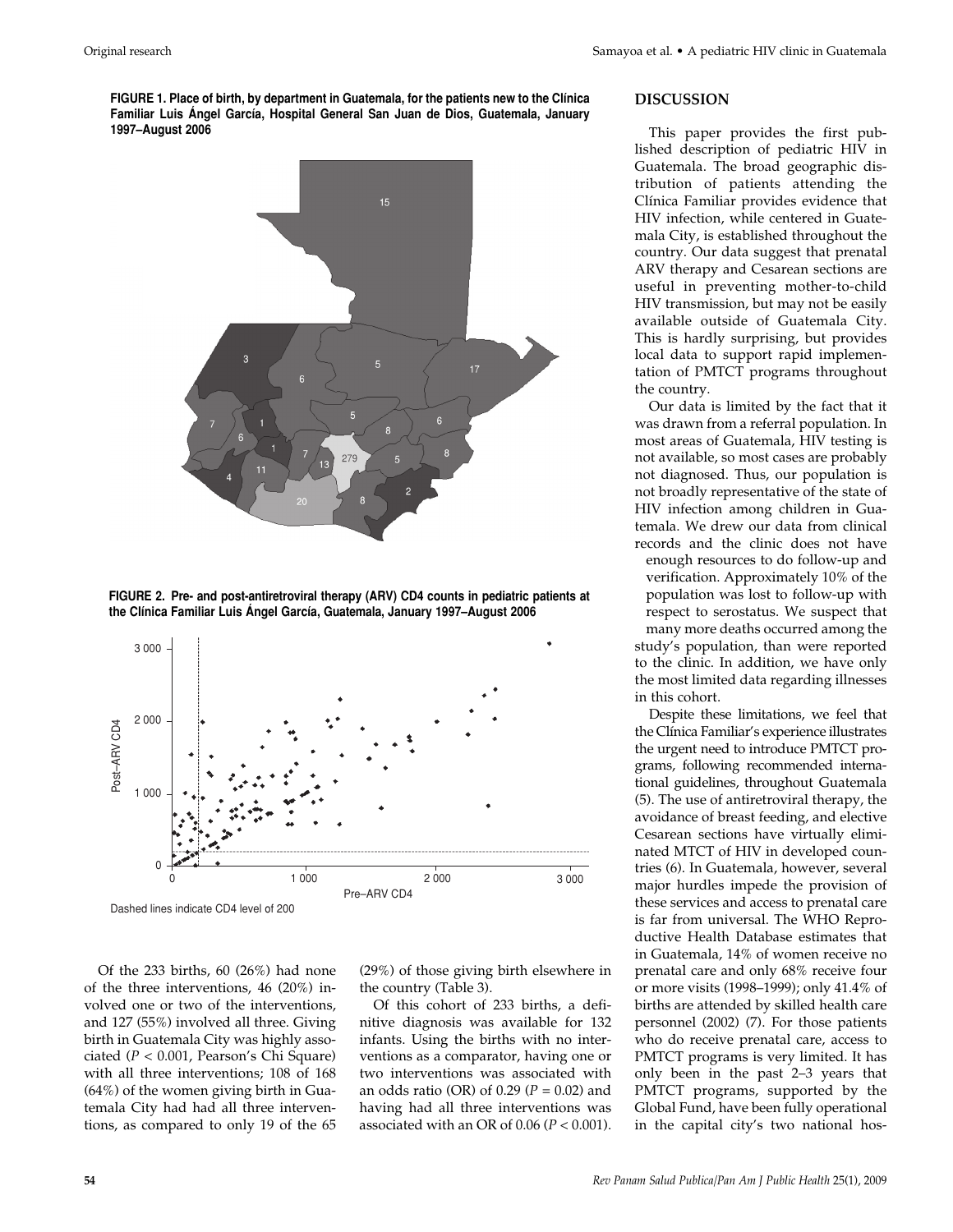**FIGURE 1. Place of birth, by department in Guatemala, for the patients new to the Clínica Familiar Luis Ángel García, Hospital General San Juan de Dios, Guatemala, January 1997–August 2006**

**FIGURE 2. Pre- and post-antiretroviral therapy (ARV) CD4 counts in pediatric patients at the Clínica Familiar Luis Ángel García, Guatemala, January 1997–August 2006**

Dashed lines indicate CD4 level of 200

Of the 233 births, 60 (26%) had none of the three interventions, 46 (20%) involved one or two of the interventions, and 127 (55%) involved all three. Giving birth in Guatemala City was highly associated ($P < 0.001$, Pearson's Chi Square) with all three interventions; 108 of 168 (64%) of the women giving birth in Guatemala City had had all three interventions, as compared to only 19 of the 65 (29%) of those giving birth elsewhere in the country (Table 3).

Of this cohort of 233 births, a definitive diagnosis was available for 132 infants. Using the births with no interventions as a comparator, having one or two interventions was associated with an odds ratio (OR) of 0.29 ($P = 0.02$) and having had all three interventions was associated with an OR of 0.06 ($P < 0.001$).

## DISCUSSION

This paper provides the first published description of pediatric HIV in Guatemala. The broad geographic distribution of patients attending the Clínica Familiar provides evidence that HIV infection, while centered in Guatemala City, is established throughout the country. Our data suggest that prenatal ARV therapy and Cesarean sections are useful in preventing mother-to-child HIV transmission, but may not be easily available outside of Guatemala City. This is hardly surprising, but provides local data to support rapid implementation of PMTCT programs throughout the country.

Our data is limited by the fact that it was drawn from a referral population. In most areas of Guatemala, HIV testing is not available, so most cases are probably not diagnosed. Thus, our population is not broadly representative of the state of HIV infection among children in Guatemala. We drew our data from clinical records and the clinic does not have enough resources to do follow-up and verification. Approximately 10% of the population was lost to follow-up with respect to serostatus. We suspect that many more deaths occurred among the study's population, than were reported to the clinic. In addition, we have only the most limited data regarding illnesses in this cohort.

Despite these limitations, we feel that the Clínica Familiar's experience illustrates the urgent need to introduce PMTCT programs, following recommended international guidelines, throughout Guatemala (5). The use of antiretroviral therapy, the avoidance of breast feeding, and elective Cesarean sections have virtually eliminated MTCT of HIV in developed countries (6). In Guatemala, however, several major hurdles impede the provision of these services and access to prenatal care is far from universal. The WHO Reproductive Health Database estimates that in Guatemala, 14% of women receive no prenatal care and only 68% receive four or more visits (1998–1999); only 41.4% of births are attended by skilled health care personnel (2002) (7). For those patients who do receive prenatal care, access to PMTCT programs is very limited. It has only been in the past 2–3 years that PMTCT programs, supported by the Global Fund, have been fully operational in the capital city's two national hos-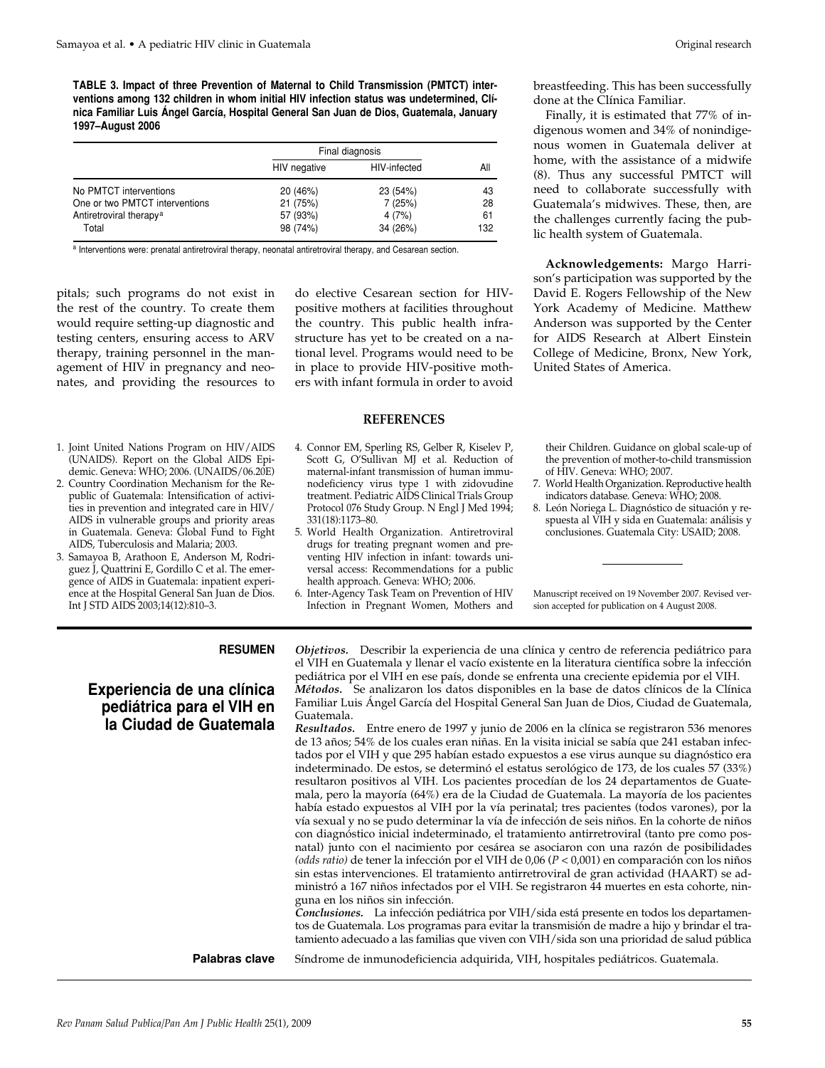**TABLE 3. Impact of three Prevention of Maternal to Child Transmission (PMTCT) interventions among 132 children in whom initial HIV infection status was undetermined, Clínica Familiar Luis Ángel García, Hospital General San Juan de Dios, Guatemala, January 1997–August 2006**

| | Final diagnosis | | |
|---|---|---|---|
| | HIV negative | HIV-infected | All |
| No PMTCT interventions | 20 (46%) | 23 (54%) | 43 |
| One or two PMTCT interventions | 21 (75%) | 7 (25%) | 28 |
| Antiretroviral therapy[a] | 57 (93%) | 4 (7%) | 61 |
| Total | 98 (74%) | 34 (26%) | 132 |

[a] Interventions were: prenatal antiretroviral therapy, neonatal antiretroviral therapy, and Cesarean section.

pitals; such programs do not exist in the rest of the country. To create them would require setting-up diagnostic and testing centers, ensuring access to ARV therapy, training personnel in the management of HIV in pregnancy and neonates, and providing the resources to do elective Cesarean section for HIV-positive mothers at facilities throughout the country. This public health infrastructure has yet to be created on a national level. Programs would need to be in place to provide HIV-positive mothers with infant formula in order to avoid breastfeeding. This has been successfully done at the Clínica Familiar.

Finally, it is estimated that 77% of indigenous women and 34% of nonindigenous women in Guatemala deliver at home, with the assistance of a midwife (8). Thus any successful PMTCT will need to collaborate successfully with Guatemala's midwives. These, then, are the challenges currently facing the public health system of Guatemala.

**Acknowledgements:** Margo Harrison's participation was supported by the David E. Rogers Fellowship of the New York Academy of Medicine. Matthew Anderson was supported by the Center for AIDS Research at Albert Einstein College of Medicine, Bronx, New York, United States of America.

## REFERENCES

1. Joint United Nations Program on HIV/AIDS (UNAIDS). Report on the Global AIDS Epidemic. Geneva: WHO; 2006. (UNAIDS/06.20E)
2. Country Coordination Mechanism for the Republic of Guatemala: Intensification of activities in prevention and integrated care in HIV/AIDS in vulnerable groups and priority areas in Guatemala. Geneva: Global Fund to Fight AIDS, Tuberculosis and Malaria; 2003.
3. Samayoa B, Arathoon E, Anderson M, Rodriguez J, Quattrini E, Gordillo C et al. The emergence of AIDS in Guatemala: inpatient experience at the Hospital General San Juan de Dios. Int J STD AIDS 2003;14(12):810–3.
4. Connor EM, Sperling RS, Gelber R, Kiselev P, Scott G, O'Sullivan MJ et al. Reduction of maternal-infant transmission of human immunodeficiency virus type 1 with zidovudine treatment. Pediatric AIDS Clinical Trials Group Protocol 076 Study Group. N Engl J Med 1994; 331(18):1173–80.
5. World Health Organization. Antiretroviral drugs for treating pregnant women and preventing HIV infection in infant: towards universal access: Recommendations for a public health approach. Geneva: WHO; 2006.
6. Inter-Agency Task Team on Prevention of HIV Infection in Pregnant Women, Mothers and their Children. Guidance on global scale-up of the prevention of mother-to-child transmission of HIV. Geneva: WHO; 2007.
7. World Health Organization. Reproductive health indicators database. Geneva: WHO; 2008.
8. León Noriega L. Diagnóstico de situación y respuesta al VIH y sida en Guatemala: análisis y conclusiones. Guatemala City: USAID; 2008.

Manuscript received on 19 November 2007. Revised version accepted for publication on 4 August 2008.

---

**RESUMEN**

## Experiencia de una clínica pediátrica para el VIH en la Ciudad de Guatemala

***Objetivos.*** Describir la experiencia de una clínica y centro de referencia pediátrico para el VIH en Guatemala y llenar el vacío existente en la literatura científica sobre la infección pediátrica por el VIH en ese país, donde se enfrenta una creciente epidemia por el VIH.

***Métodos.*** Se analizaron los datos disponibles en la base de datos clínicos de la Clínica Familiar Luis Ángel García del Hospital General San Juan de Dios, Ciudad de Guatemala, Guatemala.

***Resultados.*** Entre enero de 1997 y junio de 2006 en la clínica se registraron 536 menores de 13 años; 54% de los cuales eran niñas. En la visita inicial se sabía que 241 estaban infectados por el VIH y que 295 habían estado expuestos a ese virus aunque su diagnóstico era indeterminado. De estos, se determinó el estatus serológico de 173, de los cuales 57 (33%) resultaron positivos al VIH. Los pacientes procedían de los 24 departamentos de Guatemala, pero la mayoría (64%) era de la Ciudad de Guatemala. La mayoría de los pacientes había estado expuestos al VIH por la vía perinatal; tres pacientes (todos varones), por la vía sexual y no se pudo determinar la vía de infección de seis niños. En la cohorte de niños con diagnóstico inicial indeterminado, el tratamiento antirretroviral (tanto pre como posnatal) junto con el nacimiento por cesárea se asociaron con una razón de posibilidades *(odds ratio)* de tener la infección por el VIH de 0,06 ($P < 0{,}001$) en comparación con los niños sin estas intervenciones. El tratamiento antirretroviral de gran actividad (HAART) se administró a 167 niños infectados por el VIH. Se registraron 44 muertes en esta cohorte, ninguna en los niños sin infección.

***Conclusiones.*** La infección pediátrica por VIH/sida está presente en todos los departamentos de Guatemala. Los programas para evitar la transmisión de madre a hijo y brindar el tratamiento adecuado a las familias que viven con VIH/sida son una prioridad de salud pública

**Palabras clave** Síndrome de inmunodeficiencia adquirida, VIH, hospitales pediátricos. Guatemala.